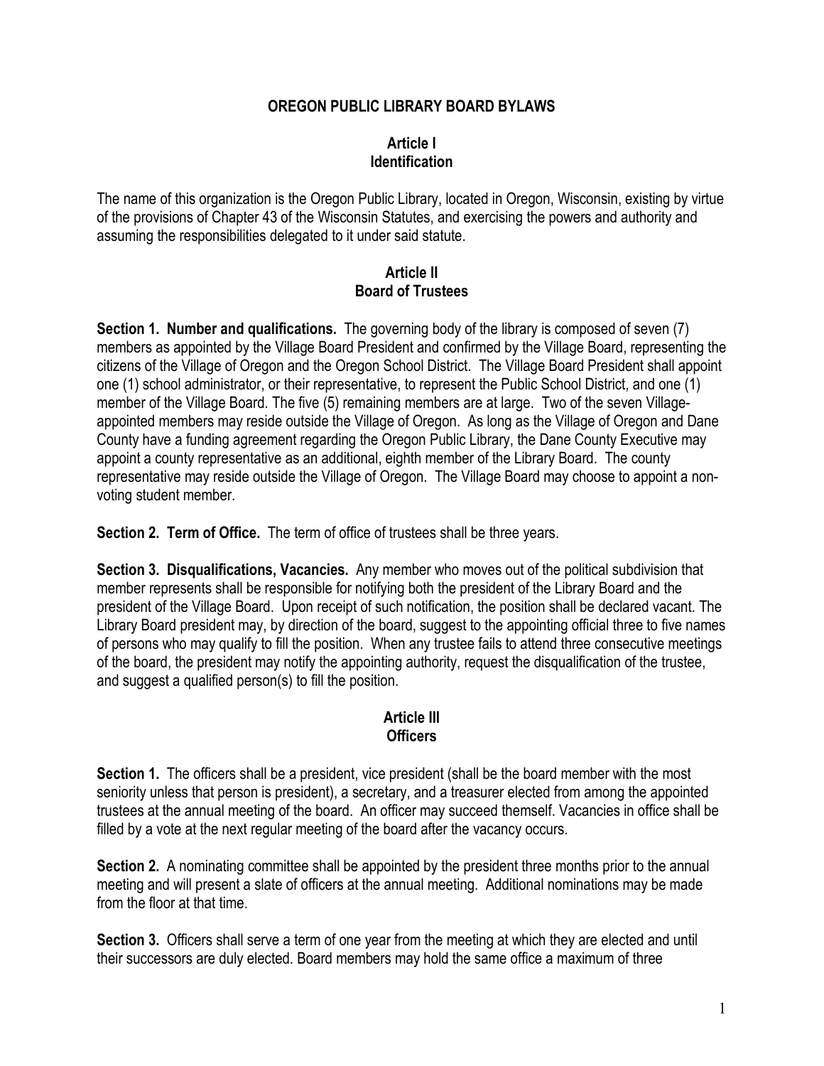# OREGON PUBLIC LIBRARY BOARD BYLAWS

## Article I
## Identification

The name of this organization is the Oregon Public Library, located in Oregon, Wisconsin, existing by virtue of the provisions of Chapter 43 of the Wisconsin Statutes, and exercising the powers and authority and assuming the responsibilities delegated to it under said statute.

## Article II
## Board of Trustees

**Section 1. Number and qualifications.** The governing body of the library is composed of seven (7) members as appointed by the Village Board President and confirmed by the Village Board, representing the citizens of the Village of Oregon and the Oregon School District. The Village Board President shall appoint one (1) school administrator, or their representative, to represent the Public School District, and one (1) member of the Village Board. The five (5) remaining members are at large. Two of the seven Village-appointed members may reside outside the Village of Oregon. As long as the Village of Oregon and Dane County have a funding agreement regarding the Oregon Public Library, the Dane County Executive may appoint a county representative as an additional, eighth member of the Library Board. The county representative may reside outside the Village of Oregon. The Village Board may choose to appoint a non-voting student member.

**Section 2. Term of Office.** The term of office of trustees shall be three years.

**Section 3. Disqualifications, Vacancies.** Any member who moves out of the political subdivision that member represents shall be responsible for notifying both the president of the Library Board and the president of the Village Board. Upon receipt of such notification, the position shall be declared vacant. The Library Board president may, by direction of the board, suggest to the appointing official three to five names of persons who may qualify to fill the position. When any trustee fails to attend three consecutive meetings of the board, the president may notify the appointing authority, request the disqualification of the trustee, and suggest a qualified person(s) to fill the position.

## Article III
## Officers

**Section 1.** The officers shall be a president, vice president (shall be the board member with the most seniority unless that person is president), a secretary, and a treasurer elected from among the appointed trustees at the annual meeting of the board. An officer may succeed themself. Vacancies in office shall be filled by a vote at the next regular meeting of the board after the vacancy occurs.

**Section 2.** A nominating committee shall be appointed by the president three months prior to the annual meeting and will present a slate of officers at the annual meeting. Additional nominations may be made from the floor at that time.

**Section 3.** Officers shall serve a term of one year from the meeting at which they are elected and until their successors are duly elected. Board members may hold the same office a maximum of three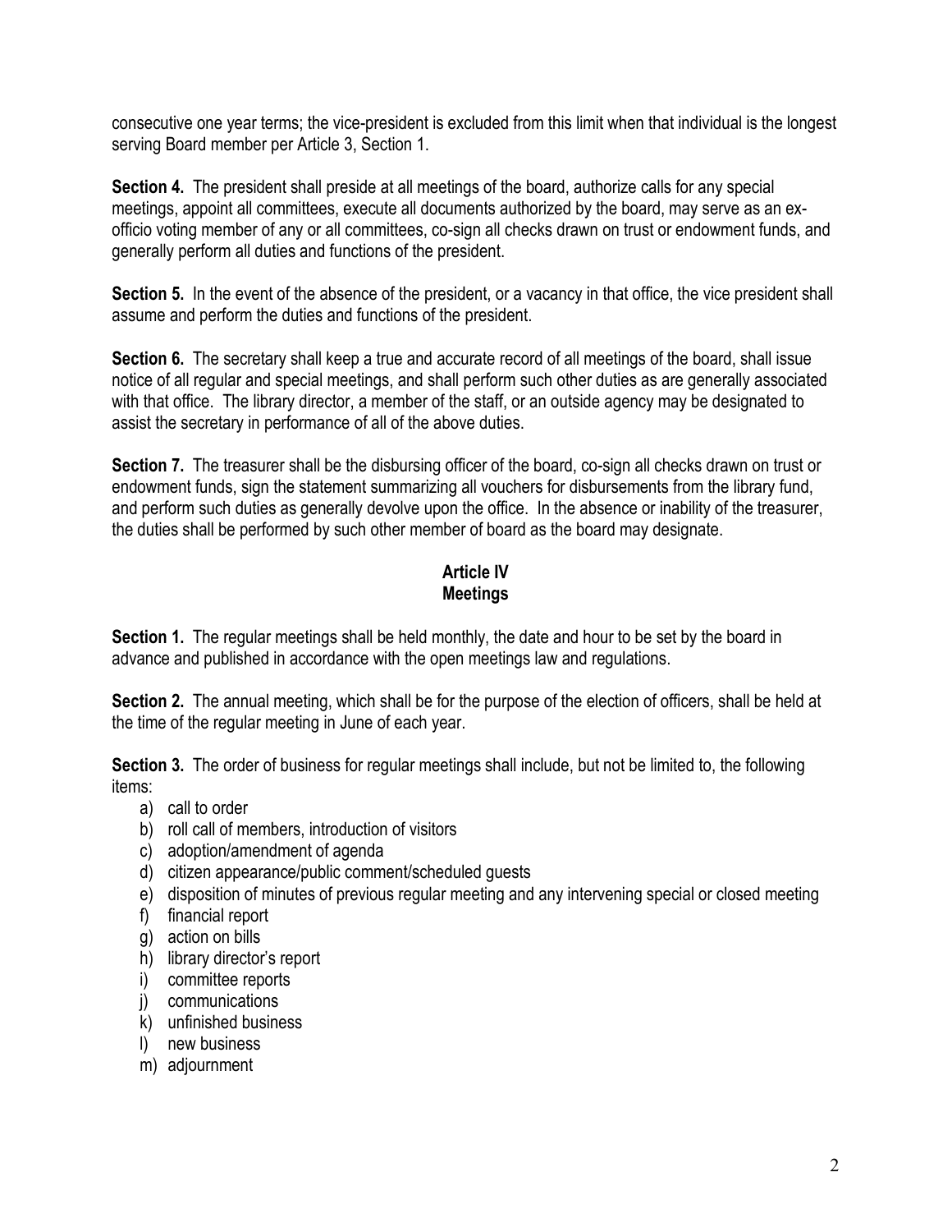consecutive one year terms; the vice-president is excluded from this limit when that individual is the longest serving Board member per Article 3, Section 1.

**Section 4.** The president shall preside at all meetings of the board, authorize calls for any special meetings, appoint all committees, execute all documents authorized by the board, may serve as an ex-officio voting member of any or all committees, co-sign all checks drawn on trust or endowment funds, and generally perform all duties and functions of the president.

**Section 5.** In the event of the absence of the president, or a vacancy in that office, the vice president shall assume and perform the duties and functions of the president.

**Section 6.** The secretary shall keep a true and accurate record of all meetings of the board, shall issue notice of all regular and special meetings, and shall perform such other duties as are generally associated with that office. The library director, a member of the staff, or an outside agency may be designated to assist the secretary in performance of all of the above duties.

**Section 7.** The treasurer shall be the disbursing officer of the board, co-sign all checks drawn on trust or endowment funds, sign the statement summarizing all vouchers for disbursements from the library fund, and perform such duties as generally devolve upon the office. In the absence or inability of the treasurer, the duties shall be performed by such other member of board as the board may designate.

## Article IV
## Meetings

**Section 1.** The regular meetings shall be held monthly, the date and hour to be set by the board in advance and published in accordance with the open meetings law and regulations.

**Section 2.** The annual meeting, which shall be for the purpose of the election of officers, shall be held at the time of the regular meeting in June of each year.

**Section 3.** The order of business for regular meetings shall include, but not be limited to, the following items:

a) call to order
b) roll call of members, introduction of visitors
c) adoption/amendment of agenda
d) citizen appearance/public comment/scheduled guests
e) disposition of minutes of previous regular meeting and any intervening special or closed meeting
f) financial report
g) action on bills
h) library director's report
i) committee reports
j) communications
k) unfinished business
l) new business
m) adjournment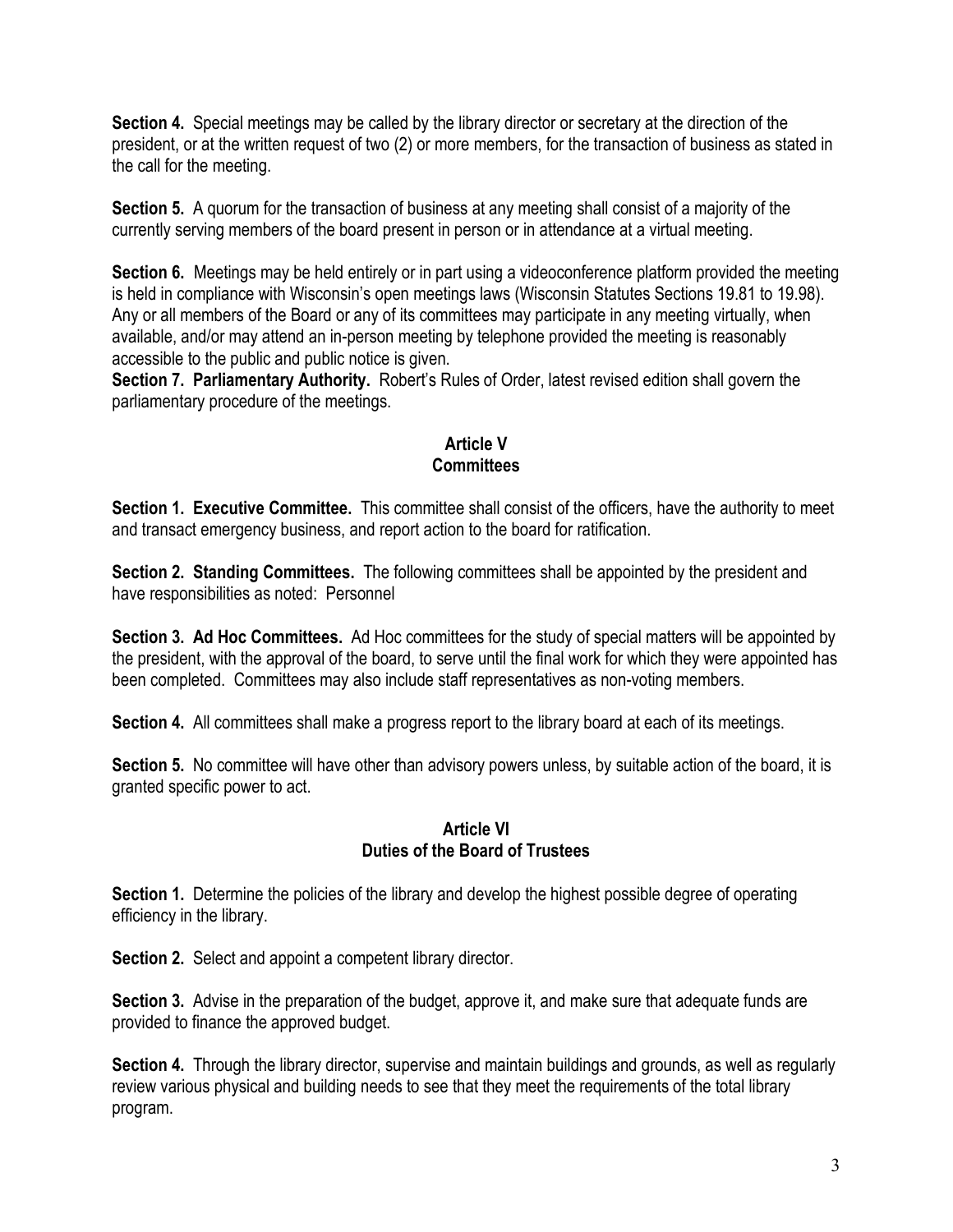**Section 4.** Special meetings may be called by the library director or secretary at the direction of the president, or at the written request of two (2) or more members, for the transaction of business as stated in the call for the meeting.

**Section 5.** A quorum for the transaction of business at any meeting shall consist of a majority of the currently serving members of the board present in person or in attendance at a virtual meeting.

**Section 6.** Meetings may be held entirely or in part using a videoconference platform provided the meeting is held in compliance with Wisconsin's open meetings laws (Wisconsin Statutes Sections 19.81 to 19.98). Any or all members of the Board or any of its committees may participate in any meeting virtually, when available, and/or may attend an in-person meeting by telephone provided the meeting is reasonably accessible to the public and public notice is given.

**Section 7. Parliamentary Authority.** Robert's Rules of Order, latest revised edition shall govern the parliamentary procedure of the meetings.

## Article V
## Committees

**Section 1. Executive Committee.** This committee shall consist of the officers, have the authority to meet and transact emergency business, and report action to the board for ratification.

**Section 2. Standing Committees.** The following committees shall be appointed by the president and have responsibilities as noted: Personnel

**Section 3. Ad Hoc Committees.** Ad Hoc committees for the study of special matters will be appointed by the president, with the approval of the board, to serve until the final work for which they were appointed has been completed. Committees may also include staff representatives as non-voting members.

**Section 4.** All committees shall make a progress report to the library board at each of its meetings.

**Section 5.** No committee will have other than advisory powers unless, by suitable action of the board, it is granted specific power to act.

## Article VI
## Duties of the Board of Trustees

**Section 1.** Determine the policies of the library and develop the highest possible degree of operating efficiency in the library.

**Section 2.** Select and appoint a competent library director.

**Section 3.** Advise in the preparation of the budget, approve it, and make sure that adequate funds are provided to finance the approved budget.

**Section 4.** Through the library director, supervise and maintain buildings and grounds, as well as regularly review various physical and building needs to see that they meet the requirements of the total library program.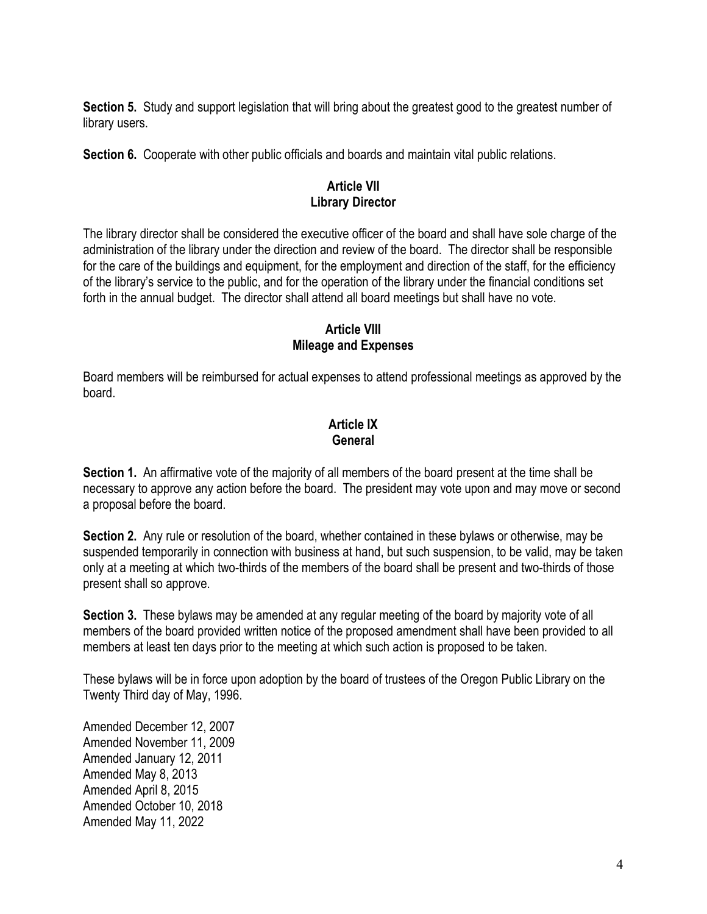**Section 5.** Study and support legislation that will bring about the greatest good to the greatest number of library users.

**Section 6.** Cooperate with other public officials and boards and maintain vital public relations.

## Article VII
## Library Director

The library director shall be considered the executive officer of the board and shall have sole charge of the administration of the library under the direction and review of the board. The director shall be responsible for the care of the buildings and equipment, for the employment and direction of the staff, for the efficiency of the library's service to the public, and for the operation of the library under the financial conditions set forth in the annual budget. The director shall attend all board meetings but shall have no vote.

## Article VIII
## Mileage and Expenses

Board members will be reimbursed for actual expenses to attend professional meetings as approved by the board.

## Article IX
## General

**Section 1.** An affirmative vote of the majority of all members of the board present at the time shall be necessary to approve any action before the board. The president may vote upon and may move or second a proposal before the board.

**Section 2.** Any rule or resolution of the board, whether contained in these bylaws or otherwise, may be suspended temporarily in connection with business at hand, but such suspension, to be valid, may be taken only at a meeting at which two-thirds of the members of the board shall be present and two-thirds of those present shall so approve.

**Section 3.** These bylaws may be amended at any regular meeting of the board by majority vote of all members of the board provided written notice of the proposed amendment shall have been provided to all members at least ten days prior to the meeting at which such action is proposed to be taken.

These bylaws will be in force upon adoption by the board of trustees of the Oregon Public Library on the Twenty Third day of May, 1996.

Amended December 12, 2007
Amended November 11, 2009
Amended January 12, 2011
Amended May 8, 2013
Amended April 8, 2015
Amended October 10, 2018
Amended May 11, 2022